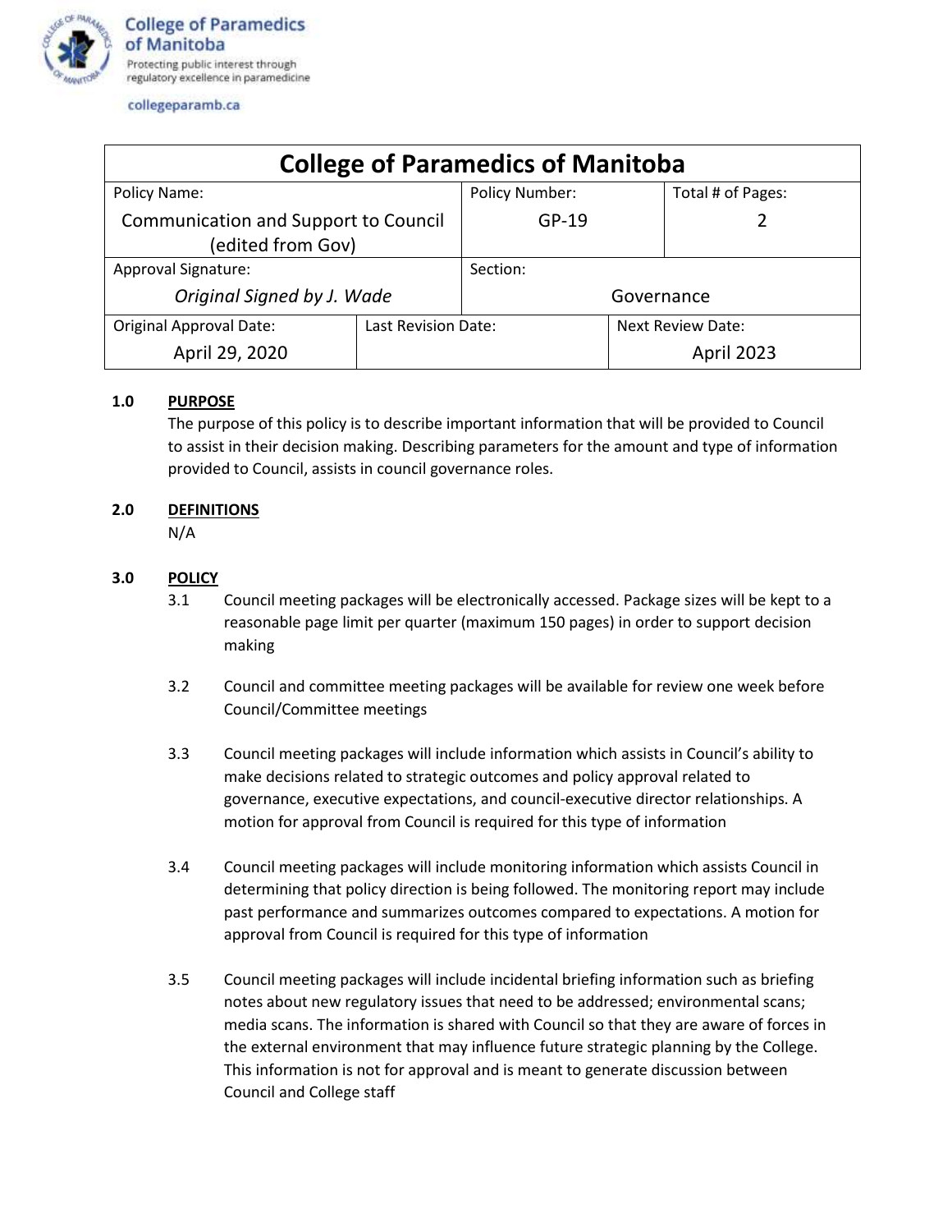College of Paramedics of Manitoba

Protecting public interest through regulatory excellence in paramedicine

collegeparamb.ca

| College of Paramedics of Manitoba | | |
|---|---|---|
| Policy Name: Communication and Support to Council (edited from Gov) | Policy Number: GP-19 | Total # of Pages: 2 |
| Approval Signature: *Original Signed by J. Wade* | Section: Governance | |
| Original Approval Date: April 29, 2020 | Last Revision Date: | Next Review Date: April 2023 |

**1.0 PURPOSE**

The purpose of this policy is to describe important information that will be provided to Council to assist in their decision making. Describing parameters for the amount and type of information provided to Council, assists in council governance roles.

**2.0 DEFINITIONS**

N/A

**3.0 POLICY**

3.1 Council meeting packages will be electronically accessed. Package sizes will be kept to a reasonable page limit per quarter (maximum 150 pages) in order to support decision making

3.2 Council and committee meeting packages will be available for review one week before Council/Committee meetings

3.3 Council meeting packages will include information which assists in Council's ability to make decisions related to strategic outcomes and policy approval related to governance, executive expectations, and council-executive director relationships. A motion for approval from Council is required for this type of information

3.4 Council meeting packages will include monitoring information which assists Council in determining that policy direction is being followed. The monitoring report may include past performance and summarizes outcomes compared to expectations. A motion for approval from Council is required for this type of information

3.5 Council meeting packages will include incidental briefing information such as briefing notes about new regulatory issues that need to be addressed; environmental scans; media scans. The information is shared with Council so that they are aware of forces in the external environment that may influence future strategic planning by the College. This information is not for approval and is meant to generate discussion between Council and College staff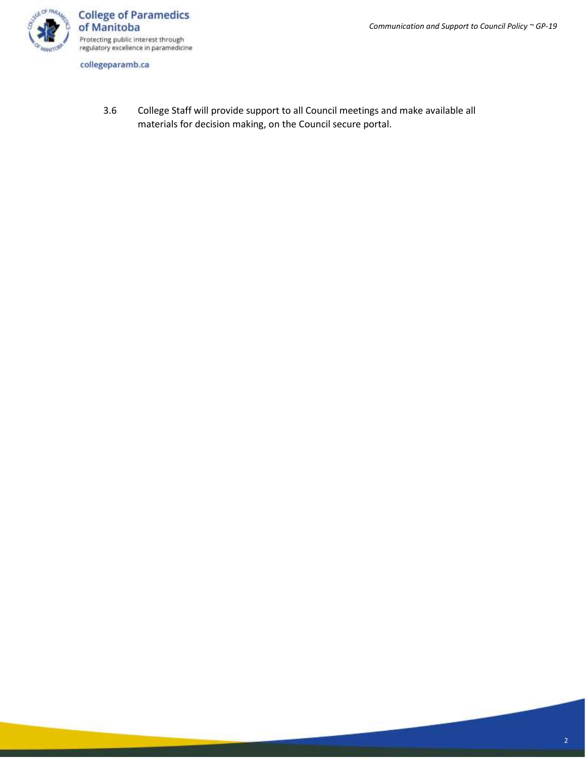3.6 College Staff will provide support to all Council meetings and make available all materials for decision making, on the Council secure portal.